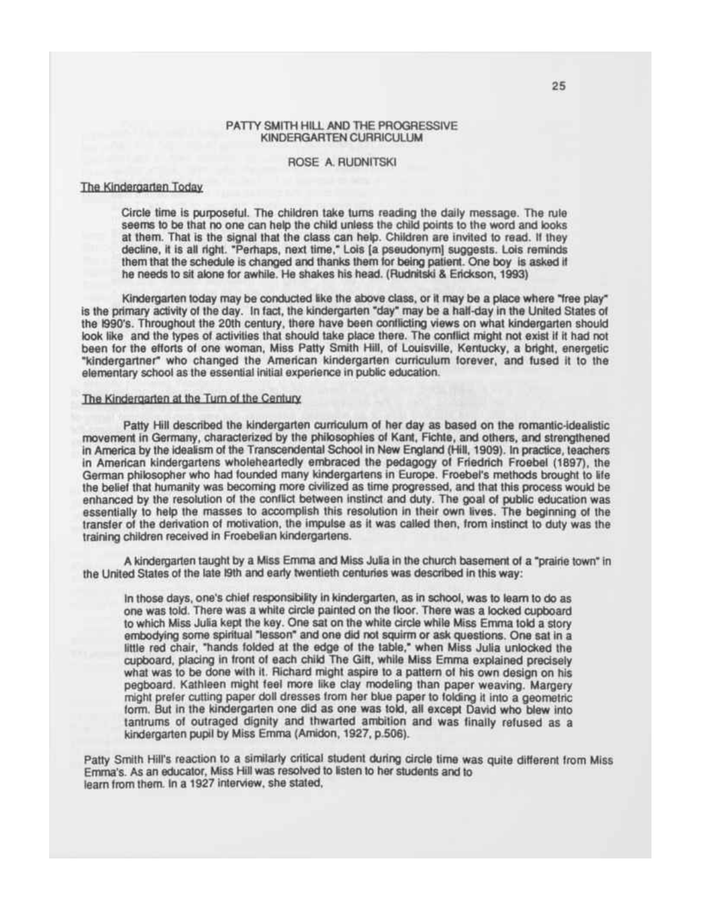# PATTY SMITH HILL AND THE PROGRESSIVE KINDERGARTEN CURRICULUM

ROSE A. RUDNITSKI

## The Kindergarten Today

> Circle time is purposeful. The children take turns reading the daily message. The rule seems to be that no one can help the child unless the child points to the word and looks at them. That is the signal that the class can help. Children are invited to read. If they decline, it is all right. "Perhaps, next time," Lois [a pseudonym] suggests. Lois reminds them that the schedule is changed and thanks them for being patient. One boy is asked if he needs to sit alone for awhile. He shakes his head. (Rudnitski & Erickson, 1993)

Kindergarten today may be conducted like the above class, or it may be a place where "free play" is the primary activity of the day. In fact, the kindergarten "day" may be a half-day in the United States of the 1990's. Throughout the 20th century, there have been conflicting views on what kindergarten should look like and the types of activities that should take place there. The conflict might not exist if it had not been for the efforts of one woman, Miss Patty Smith Hill, of Louisville, Kentucky, a bright, energetic "kindergartner" who changed the American kindergarten curriculum forever, and fused it to the elementary school as the essential initial experience in public education.

## The Kindergarten at the Turn of the Century

Patty Hill described the kindergarten curriculum of her day as based on the romantic-idealistic movement in Germany, characterized by the philosophies of Kant, Fichte, and others, and strengthened in America by the idealism of the Transcendental School in New England (Hill, 1909). In practice, teachers in American kindergartens wholeheartedly embraced the pedagogy of Friedrich Froebel (1897), the German philosopher who had founded many kindergartens in Europe. Froebel's methods brought to life the belief that humanity was becoming more civilized as time progressed, and that this process would be enhanced by the resolution of the conflict between instinct and duty. The goal of public education was essentially to help the masses to accomplish this resolution in their own lives. The beginning of the transfer of the derivation of motivation, the impulse as it was called then, from instinct to duty was the training children received in Froebelian kindergartens.

A kindergarten taught by a Miss Emma and Miss Julia in the church basement of a "prairie town" in the United States of the late 19th and early twentieth centuries was described in this way:

> In those days, one's chief responsibility in kindergarten, as in school, was to learn to do as one was told. There was a white circle painted on the floor. There was a locked cupboard to which Miss Julia kept the key. One sat on the white circle while Miss Emma told a story embodying some spiritual "lesson" and one did not squirm or ask questions. One sat in a little red chair, "hands folded at the edge of the table," when Miss Julia unlocked the cupboard, placing in front of each child The Gift, while Miss Emma explained precisely what was to be done with it. Richard might aspire to a pattern of his own design on his pegboard. Kathleen might feel more like clay modeling than paper weaving. Margery might prefer cutting paper doll dresses from her blue paper to folding it into a geometric form. But in the kindergarten one did as one was told, all except David who blew into tantrums of outraged dignity and thwarted ambition and was finally refused as a kindergarten pupil by Miss Emma (Amidon, 1927, p.506).

Patty Smith Hill's reaction to a similarly critical student during circle time was quite different from Miss Emma's. As an educator, Miss Hill was resolved to listen to her students and to learn from them. In a 1927 interview, she stated,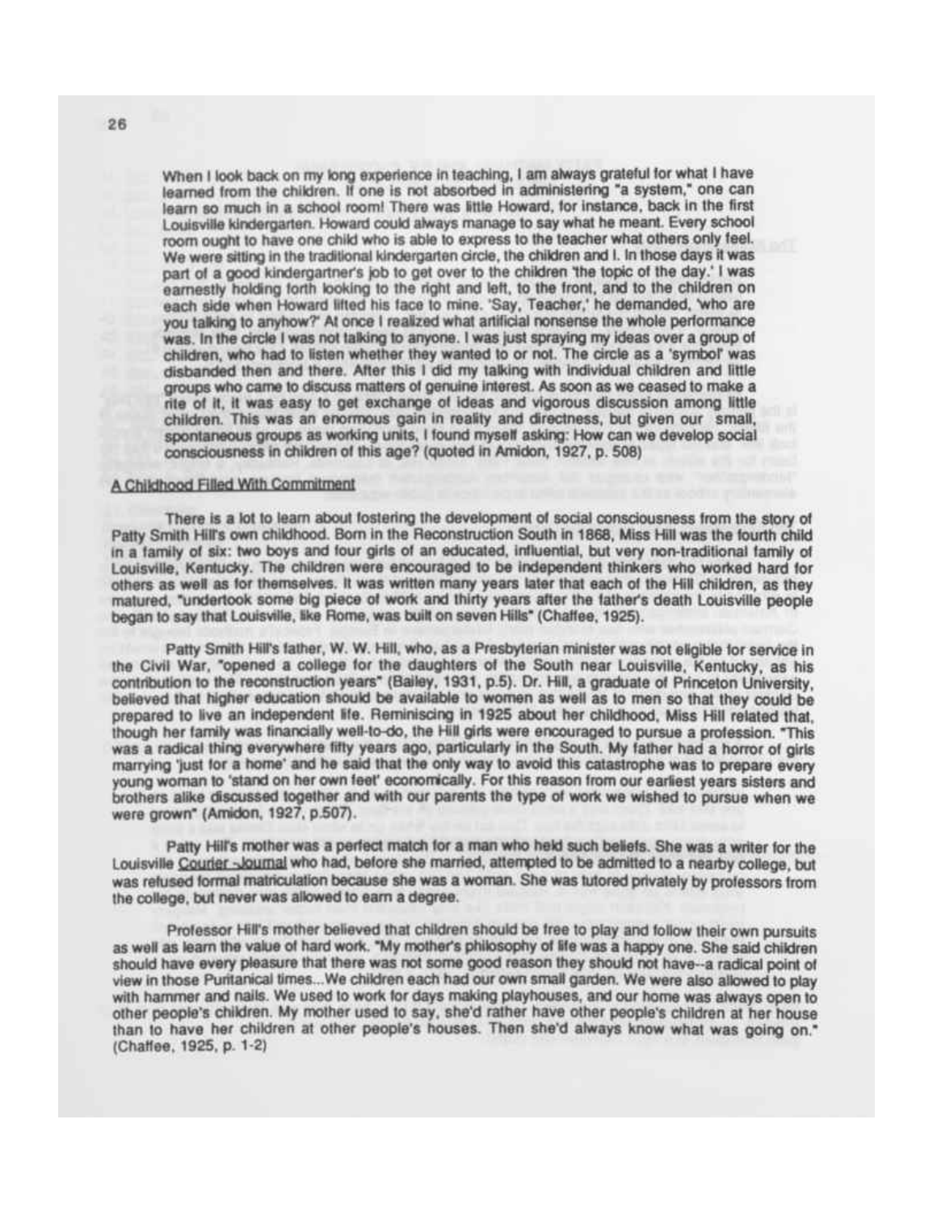When I look back on my long experience in teaching, I am always grateful for what I have learned from the children. If one is not absorbed in administering "a system," one can learn so much in a school room! There was little Howard, for instance, back in the first Louisville kindergarten. Howard could always manage to say what he meant. Every school room ought to have one child who is able to express to the teacher what others only feel. We were sitting in the traditional kindergarten circle, the children and I. In those days it was part of a good kindergartner's job to get over to the children 'the topic of the day.' I was earnestly holding forth looking to the right and left, to the front, and to the children on each side when Howard lifted his face to mine. 'Say, Teacher,' he demanded, 'who are you talking to anyhow?' At once I realized what artificial nonsense the whole performance was. In the circle I was not talking to anyone. I was just spraying my ideas over a group of children, who had to listen whether they wanted to or not. The circle as a 'symbol' was disbanded then and there. After this I did my talking with individual children and little groups who came to discuss matters of genuine interest. As soon as we ceased to make a rite of it, it was easy to get exchange of ideas and vigorous discussion among little children. This was an enormous gain in reality and directness, but given our small, spontaneous groups as working units, I found myself asking: How can we develop social consciousness in children of this age? (quoted in Amidon, 1927, p. 508)

## A Childhood Filled With Commitment

There is a lot to learn about fostering the development of social consciousness from the story of Patty Smith Hill's own childhood. Born in the Reconstruction South in 1868, Miss Hill was the fourth child in a family of six: two boys and four girls of an educated, influential, but very non-traditional family of Louisville, Kentucky. The children were encouraged to be independent thinkers who worked hard for others as well as for themselves. It was written many years later that each of the Hill children, as they matured, "undertook some big piece of work and thirty years after the father's death Louisville people began to say that Louisville, like Rome, was built on seven Hills" (Chaffee, 1925).

Patty Smith Hill's father, W. W. Hill, who, as a Presbyterian minister was not eligible for service in the Civil War, "opened a college for the daughters of the South near Louisville, Kentucky, as his contribution to the reconstruction years" (Bailey, 1931, p.5). Dr. Hill, a graduate of Princeton University, believed that higher education should be available to women as well as to men so that they could be prepared to live an independent life. Reminiscing in 1925 about her childhood, Miss Hill related that, though her family was financially well-to-do, the Hill girls were encouraged to pursue a profession. "This was a radical thing everywhere fifty years ago, particularly in the South. My father had a horror of girls marrying 'just for a home' and he said that the only way to avoid this catastrophe was to prepare every young woman to 'stand on her own feet' economically. For this reason from our earliest years sisters and brothers alike discussed together and with our parents the type of work we wished to pursue when we were grown" (Amidon, 1927, p.507).

Patty Hill's mother was a perfect match for a man who held such beliefs. She was a writer for the Louisville Courier -Journal who had, before she married, attempted to be admitted to a nearby college, but was refused formal matriculation because she was a woman. She was tutored privately by professors from the college, but never was allowed to earn a degree.

Professor Hill's mother believed that children should be free to play and follow their own pursuits as well as learn the value of hard work. "My mother's philosophy of life was a happy one. She said children should have every pleasure that there was not some good reason they should not have--a radical point of view in those Puritanical times...We children each had our own small garden. We were also allowed to play with hammer and nails. We used to work for days making playhouses, and our home was always open to other people's children. My mother used to say, she'd rather have other people's children at her house than to have her children at other people's houses. Then she'd always know what was going on." (Chaffee, 1925, p. 1-2)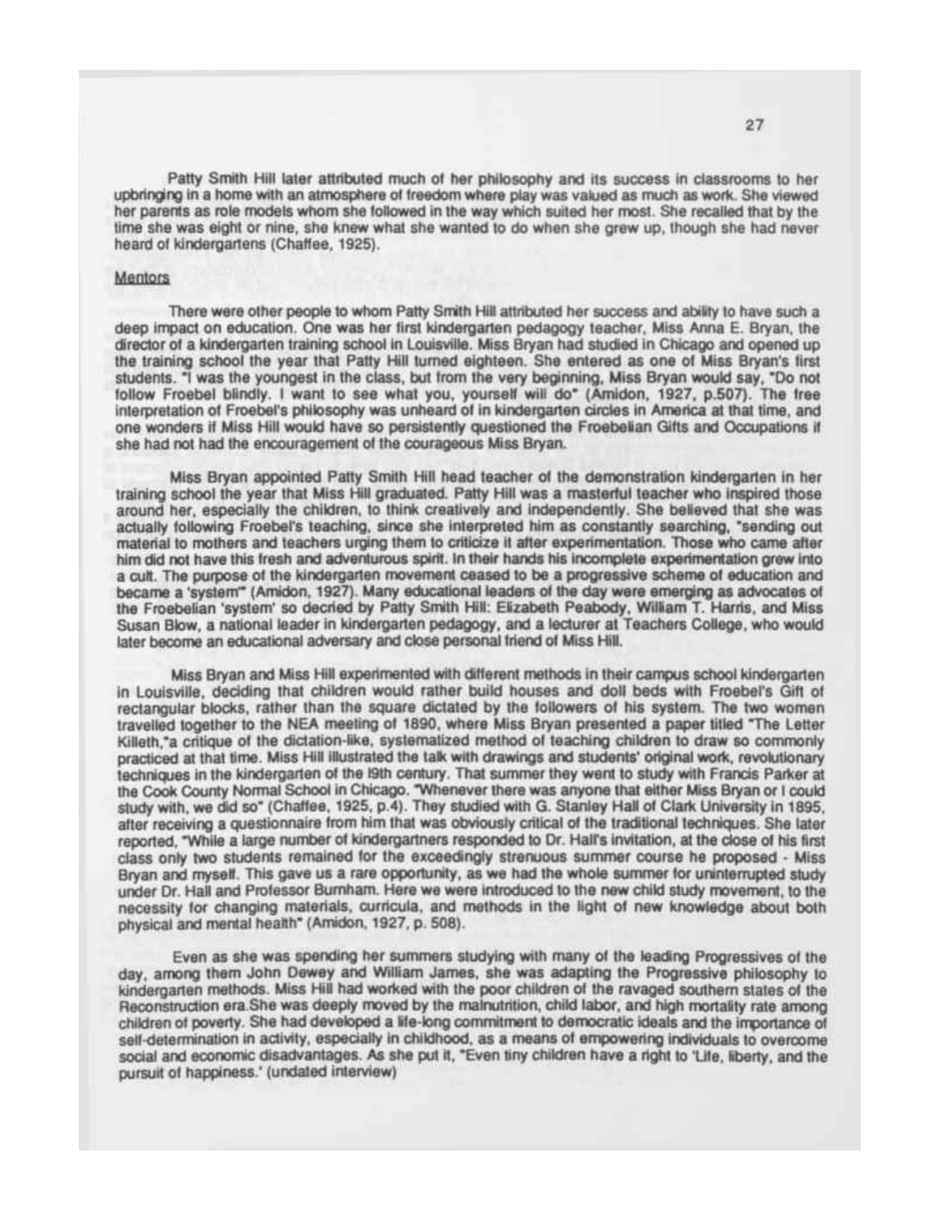Patty Smith Hill later attributed much of her philosophy and its success in classrooms to her upbringing in a home with an atmosphere of freedom where play was valued as much as work. She viewed her parents as role models whom she followed in the way which suited her most. She recalled that by the time she was eight or nine, she knew what she wanted to do when she grew up, though she had never heard of kindergartens (Chaffee, 1925).

## Mentors

There were other people to whom Patty Smith Hill attributed her success and ability to have such a deep impact on education. One was her first kindergarten pedagogy teacher, Miss Anna E. Bryan, the director of a kindergarten training school in Louisville. Miss Bryan had studied in Chicago and opened up the training school the year that Patty Hill turned eighteen. She entered as one of Miss Bryan's first students. "I was the youngest in the class, but from the very beginning, Miss Bryan would say, "Do not follow Froebel blindly. I want to see what you, yourself will do" (Amidon, 1927, p.507). The free interpretation of Froebel's philosophy was unheard of in kindergarten circles in America at that time, and one wonders if Miss Hill would have so persistently questioned the Froebelian Gifts and Occupations if she had not had the encouragement of the courageous Miss Bryan.

Miss Bryan appointed Patty Smith Hill head teacher of the demonstration kindergarten in her training school the year that Miss Hill graduated. Patty Hill was a masterful teacher who inspired those around her, especially the children, to think creatively and independently. She believed that she was actually following Froebel's teaching, since she interpreted him as constantly searching, "sending out material to mothers and teachers urging them to criticize it after experimentation. Those who came after him did not have this fresh and adventurous spirit. In their hands his incomplete experimentation grew into a cult. The purpose of the kindergarten movement ceased to be a progressive scheme of education and became a 'system'" (Amidon, 1927). Many educational leaders of the day were emerging as advocates of the Froebelian 'system' so decried by Patty Smith Hill: Elizabeth Peabody, William T. Harris, and Miss Susan Blow, a national leader in kindergarten pedagogy, and a lecturer at Teachers College, who would later become an educational adversary and close personal friend of Miss Hill.

Miss Bryan and Miss Hill experimented with different methods in their campus school kindergarten in Louisville, deciding that children would rather build houses and doll beds with Froebel's Gift of rectangular blocks, rather than the square dictated by the followers of his system. The two women travelled together to the NEA meeting of 1890, where Miss Bryan presented a paper titled "The Letter Killeth,"a critique of the dictation-like, systematized method of teaching children to draw so commonly practiced at that time. Miss Hill illustrated the talk with drawings and students' original work, revolutionary techniques in the kindergarten of the l9th century. That summer they went to study with Francis Parker at the Cook County Normal School in Chicago. "Whenever there was anyone that either Miss Bryan or I could study with, we did so" (Chaffee, 1925, p.4). They studied with G. Stanley Hall of Clark University in 1895, after receiving a questionnaire from him that was obviously critical of the traditional techniques. She later reported, "While a large number of kindergartners responded to Dr. Hall's invitation, at the close of his first class only two students remained for the exceedingly strenuous summer course he proposed - Miss Bryan and myself. This gave us a rare opportunity, as we had the whole summer for uninterrupted study under Dr. Hall and Professor Burnham. Here we were introduced to the new child study movement, to the necessity for changing materials, curricula, and methods in the light of new knowledge about both physical and mental health" (Amidon, 1927, p. 508).

Even as she was spending her summers studying with many of the leading Progressives of the day, among them John Dewey and William James, she was adapting the Progressive philosophy to kindergarten methods. Miss Hill had worked with the poor children of the ravaged southern states of the Reconstruction era.She was deeply moved by the malnutrition, child labor, and high mortality rate among children of poverty. She had developed a life-long commitment to democratic ideals and the importance of self-determination in activity, especially in childhood, as a means of empowering individuals to overcome social and economic disadvantages. As she put it, "Even tiny children have a right to 'Life, liberty, and the pursuit of happiness.' (undated interview)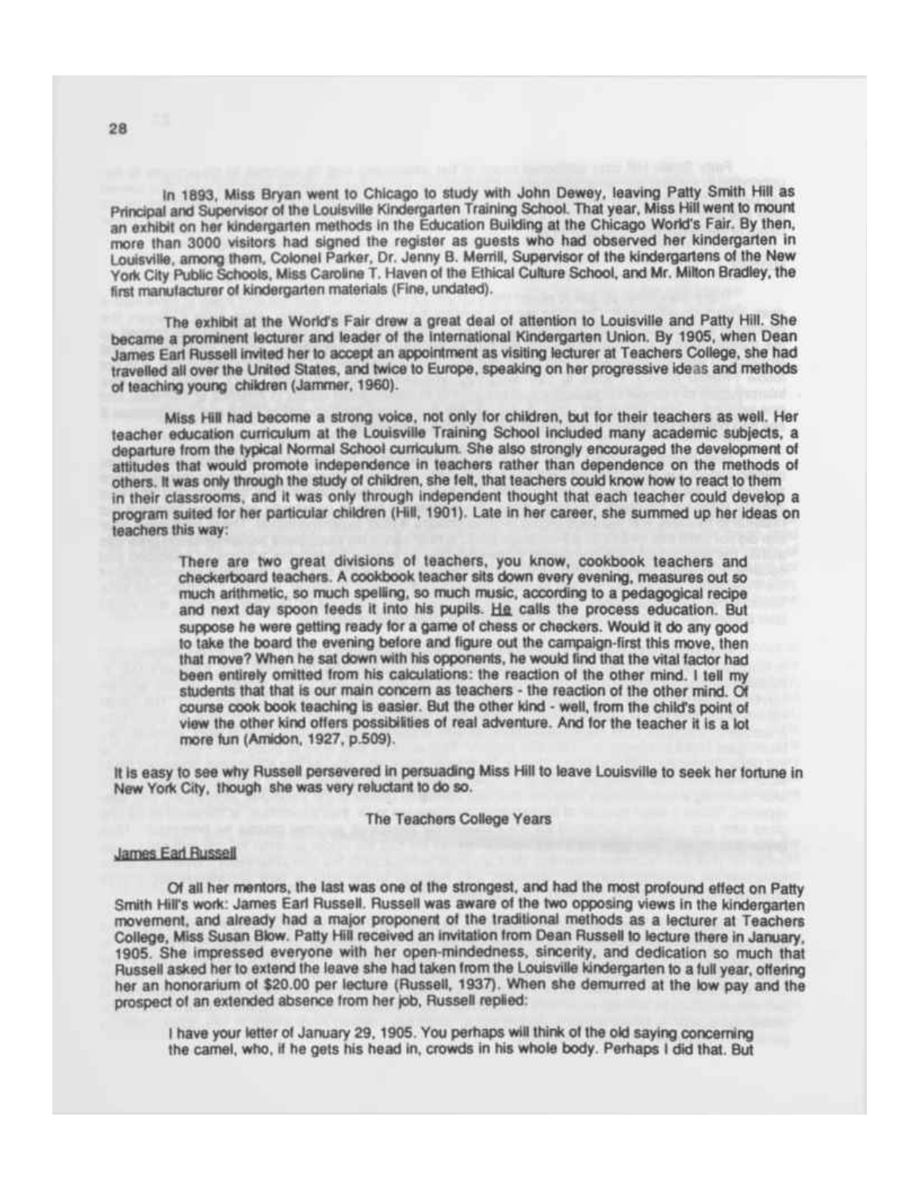In 1893, Miss Bryan went to Chicago to study with John Dewey, leaving Patty Smith Hill as Principal and Supervisor of the Louisville Kindergarten Training School. That year, Miss Hill went to mount an exhibit on her kindergarten methods in the Education Building at the Chicago World's Fair. By then, more than 3000 visitors had signed the register as guests who had observed her kindergarten in Louisville, among them, Colonel Parker, Dr. Jenny B. Merrill, Supervisor of the kindergartens of the New York City Public Schools, Miss Caroline T. Haven of the Ethical Culture School, and Mr. Milton Bradley, the first manufacturer of kindergarten materials (Fine, undated).

The exhibit at the World's Fair drew a great deal of attention to Louisville and Patty Hill. She became a prominent lecturer and leader of the International Kindergarten Union. By 1905, when Dean James Earl Russell invited her to accept an appointment as visiting lecturer at Teachers College, she had travelled all over the United States, and twice to Europe, speaking on her progressive ideas and methods of teaching young children (Jammer, 1960).

Miss Hill had become a strong voice, not only for children, but for their teachers as well. Her teacher education curriculum at the Louisville Training School included many academic subjects, a departure from the typical Normal School curriculum. She also strongly encouraged the development of attitudes that would promote independence in teachers rather than dependence on the methods of others. It was only through the study of children, she felt, that teachers could know how to react to them in their classrooms, and it was only through independent thought that each teacher could develop a program suited for her particular children (Hill, 1901). Late in her career, she summed up her ideas on teachers this way:

> There are two great divisions of teachers, you know, cookbook teachers and checkerboard teachers. A cookbook teacher sits down every evening, measures out so much arithmetic, so much spelling, so much music, according to a pedagogical recipe and next day spoon feeds it into his pupils. He calls the process education. But suppose he were getting ready for a game of chess or checkers. Would it do any good to take the board the evening before and figure out the campaign-first this move, then that move? When he sat down with his opponents, he would find that the vital factor had been entirely omitted from his calculations: the reaction of the other mind. I tell my students that that is our main concern as teachers - the reaction of the other mind. Of course cook book teaching is easier. But the other kind - well, from the child's point of view the other kind offers possibilities of real adventure. And for the teacher it is a lot more fun (Amidon, 1927, p.509).

It is easy to see why Russell persevered in persuading Miss Hill to leave Louisville to seek her fortune in New York City, though she was very reluctant to do so.

## The Teachers College Years

### James Earl Russell

Of all her mentors, the last was one of the strongest, and had the most profound effect on Patty Smith Hill's work: James Earl Russell. Russell was aware of the two opposing views in the kindergarten movement, and already had a major proponent of the traditional methods as a lecturer at Teachers College, Miss Susan Blow. Patty Hill received an invitation from Dean Russell to lecture there in January, 1905. She impressed everyone with her open-mindedness, sincerity, and dedication so much that Russell asked her to extend the leave she had taken from the Louisville kindergarten to a full year, offering her an honorarium of $20.00 per lecture (Russell, 1937). When she demurred at the low pay and the prospect of an extended absence from her job, Russell replied:

> I have your letter of January 29, 1905. You perhaps will think of the old saying concerning the camel, who, if he gets his head in, crowds in his whole body. Perhaps I did that. But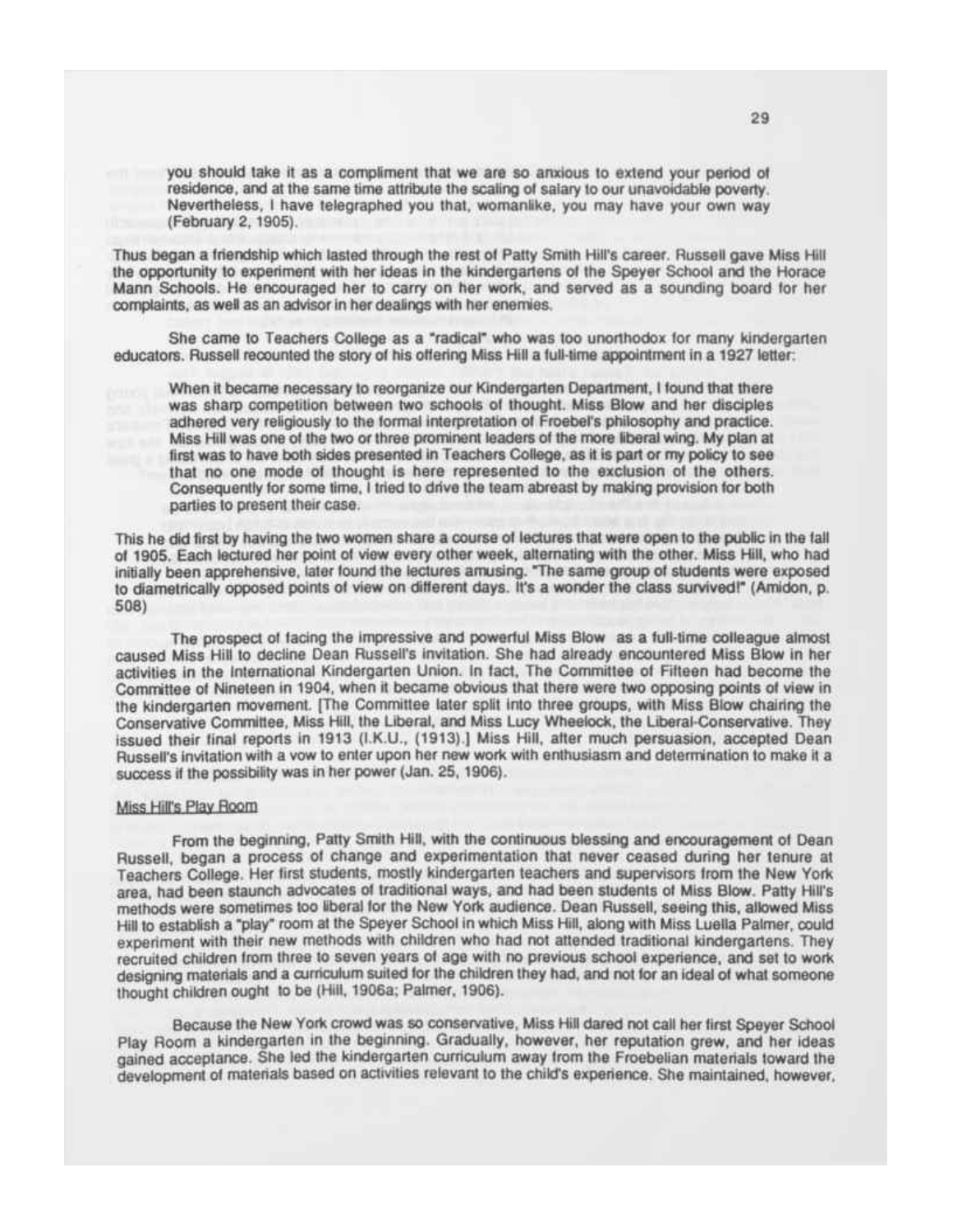> you should take it as a compliment that we are so anxious to extend your period of residence, and at the same time attribute the scaling of salary to our unavoidable poverty. Nevertheless, I have telegraphed you that, womanlike, you may have your own way (February 2, 1905).

Thus began a friendship which lasted through the rest of Patty Smith Hill's career. Russell gave Miss Hill the opportunity to experiment with her ideas in the kindergartens of the Speyer School and the Horace Mann Schools. He encouraged her to carry on her work, and served as a sounding board for her complaints, as well as an advisor in her dealings with her enemies.

She came to Teachers College as a "radical" who was too unorthodox for many kindergarten educators. Russell recounted the story of his offering Miss Hill a full-time appointment in a 1927 letter:

> When it became necessary to reorganize our Kindergarten Department, I found that there was sharp competition between two schools of thought. Miss Blow and her disciples adhered very religiously to the formal interpretation of Froebel's philosophy and practice. Miss Hill was one of the two or three prominent leaders of the more liberal wing. My plan at first was to have both sides presented in Teachers College, as it is part or my policy to see that no one mode of thought is here represented to the exclusion of the others. Consequently for some time, I tried to drive the team abreast by making provision for both parties to present their case.

This he did first by having the two women share a course of lectures that were open to the public in the fall of 1905. Each lectured her point of view every other week, alternating with the other. Miss Hill, who had initially been apprehensive, later found the lectures amusing. "The same group of students were exposed to diametrically opposed points of view on different days. It's a wonder the class survived!" (Amidon, p. 508)

The prospect of facing the impressive and powerful Miss Blow as a full-time colleague almost caused Miss Hill to decline Dean Russell's invitation. She had already encountered Miss Blow in her activities in the International Kindergarten Union. In fact, The Committee of Fifteen had become the Committee of Nineteen in 1904, when it became obvious that there were two opposing points of view in the kindergarten movement. [The Committee later split into three groups, with Miss Blow chairing the Conservative Committee, Miss Hill, the Liberal, and Miss Lucy Wheelock, the Liberal-Conservative. They issued their final reports in 1913 (I.K.U., (1913).] Miss Hill, after much persuasion, accepted Dean Russell's invitation with a vow to enter upon her new work with enthusiasm and determination to make it a success if the possibility was in her power (Jan. 25, 1906).

Miss Hill's Play Room

From the beginning, Patty Smith Hill, with the continuous blessing and encouragement of Dean Russell, began a process of change and experimentation that never ceased during her tenure at Teachers College. Her first students, mostly kindergarten teachers and supervisors from the New York area, had been staunch advocates of traditional ways, and had been students of Miss Blow. Patty Hill's methods were sometimes too liberal for the New York audience. Dean Russell, seeing this, allowed Miss Hill to establish a "play" room at the Speyer School in which Miss Hill, along with Miss Luella Palmer, could experiment with their new methods with children who had not attended traditional kindergartens. They recruited children from three to seven years of age with no previous school experience, and set to work designing materials and a curriculum suited for the children they had, and not for an ideal of what someone thought children ought to be (Hill, 1906a; Palmer, 1906).

Because the New York crowd was so conservative, Miss Hill dared not call her first Speyer School Play Room a kindergarten in the beginning. Gradually, however, her reputation grew, and her ideas gained acceptance. She led the kindergarten curriculum away from the Froebelian materials toward the development of materials based on activities relevant to the child's experience. She maintained, however,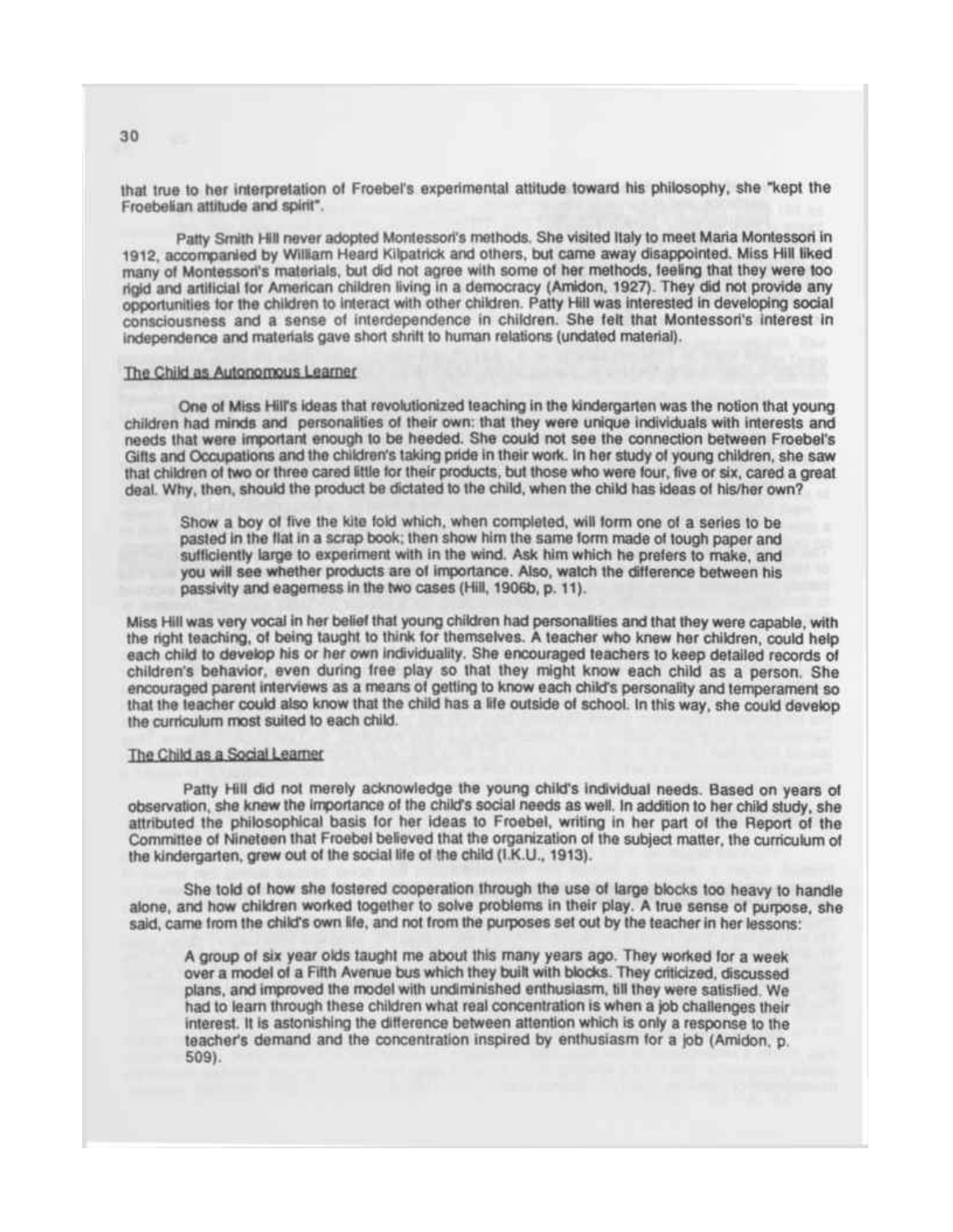that true to her interpretation of Froebel's experimental attitude toward his philosophy, she "kept the Froebelian attitude and spirit".

Patty Smith Hill never adopted Montessori's methods. She visited Italy to meet Maria Montessori in 1912, accompanied by William Heard Kilpatrick and others, but came away disappointed. Miss Hill liked many of Montessori's materials, but did not agree with some of her methods, feeling that they were too rigid and artificial for American children living in a democracy (Amidon, 1927). They did not provide any opportunities for the children to interact with other children. Patty Hill was interested in developing social consciousness and a sense of interdependence in children. She felt that Montessori's interest in independence and materials gave short shrift to human relations (undated material).

### The Child as Autonomous Learner

One of Miss Hill's ideas that revolutionized teaching in the kindergarten was the notion that young children had minds and personalities of their own: that they were unique individuals with interests and needs that were important enough to be heeded. She could not see the connection between Froebel's Gifts and Occupations and the children's taking pride in their work. In her study of young children, she saw that children of two or three cared little for their products, but those who were four, five or six, cared a great deal. Why, then, should the product be dictated to the child, when the child has ideas of his/her own?

> Show a boy of five the kite fold which, when completed, will form one of a series to be pasted in the flat in a scrap book; then show him the same form made of tough paper and sufficiently large to experiment with in the wind. Ask him which he prefers to make, and you will see whether products are of importance. Also, watch the difference between his passivity and eagerness in the two cases (Hill, 1906b, p. 11).

Miss Hill was very vocal in her belief that young children had personalities and that they were capable, with the right teaching, of being taught to think for themselves. A teacher who knew her children, could help each child to develop his or her own individuality. She encouraged teachers to keep detailed records of children's behavior, even during free play so that they might know each child as a person. She encouraged parent interviews as a means of getting to know each child's personality and temperament so that the teacher could also know that the child has a life outside of school. In this way, she could develop the curriculum most suited to each child.

### The Child as a Social Learner

Patty Hill did not merely acknowledge the young child's individual needs. Based on years of observation, she knew the importance of the child's social needs as well. In addition to her child study, she attributed the philosophical basis for her ideas to Froebel, writing in her part of the Report of the Committee of Nineteen that Froebel believed that the organization of the subject matter, the curriculum of the kindergarten, grew out of the social life of the child (I.K.U., 1913).

She told of how she fostered cooperation through the use of large blocks too heavy to handle alone, and how children worked together to solve problems in their play. A true sense of purpose, she said, came from the child's own life, and not from the purposes set out by the teacher in her lessons:

> A group of six year olds taught me about this many years ago. They worked for a week over a model of a Fifth Avenue bus which they built with blocks. They criticized, discussed plans, and improved the model with undiminished enthusiasm, till they were satisfied. We had to learn through these children what real concentration is when a job challenges their interest. It is astonishing the difference between attention which is only a response to the teacher's demand and the concentration inspired by enthusiasm for a job (Amidon, p. 509).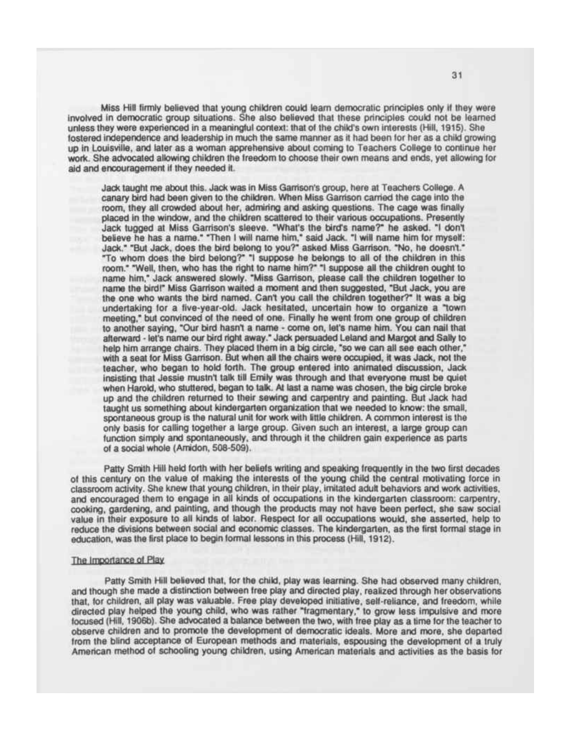Miss Hill firmly believed that young children could learn democratic principles only if they were involved in democratic group situations. She also believed that these principles could not be learned unless they were experienced in a meaningful context: that of the child's own interests (Hill, 1915). She fostered independence and leadership in much the same manner as it had been for her as a child growing up in Louisville, and later as a woman apprehensive about coming to Teachers College to continue her work. She advocated allowing children the freedom to choose their own means and ends, yet allowing for aid and encouragement if they needed it.

> Jack taught me about this. Jack was in Miss Garrison's group, here at Teachers College. A canary bird had been given to the children. When Miss Garrison carried the cage into the room, they all crowded about her, admiring and asking questions. The cage was finally placed in the window, and the children scattered to their various occupations. Presently Jack tugged at Miss Garrison's sleeve. "What's the bird's name?" he asked. "I don't believe he has a name." "Then I will name him," said Jack. "I will name him for myself: Jack." "But Jack, does the bird belong to you?" asked Miss Garrison. "No, he doesn't." "To whom does the bird belong?" "I suppose he belongs to all of the children in this room." "Well, then, who has the right to name him?" "I suppose all the children ought to name him," Jack answered slowly. "Miss Garrison, please call the children together to name the bird!" Miss Garrison waited a moment and then suggested, "But Jack, you are the one who wants the bird named. Can't you call the children together?" It was a big undertaking for a five-year-old. Jack hesitated, uncertain how to organize a "town meeting," but convinced of the need of one. Finally he went from one group of children to another saying, "Our bird hasn't a name - come on, let's name him. You can nail that afterward - let's name our bird right away." Jack persuaded Leland and Margot and Sally to help him arrange chairs. They placed them in a big circle, "so we can all see each other," with a seat for Miss Garrison. But when all the chairs were occupied, it was Jack, not the teacher, who began to hold forth. The group entered into animated discussion, Jack insisting that Jessie mustn't talk till Emily was through and that everyone must be quiet when Harold, who stuttered, began to talk. At last a name was chosen, the big circle broke up and the children returned to their sewing and carpentry and painting. But Jack had taught us something about kindergarten organization that we needed to know: the small, spontaneous group is the natural unit for work with little children. A common interest is the only basis for calling together a large group. Given such an interest, a large group can function simply and spontaneously, and through it the children gain experience as parts of a social whole (Amidon, 508-509).

Patty Smith Hill held forth with her beliefs writing and speaking frequently in the two first decades of this century on the value of making the interests of the young child the central motivating force in classroom activity. She knew that young children, in their play, imitated adult behaviors and work activities, and encouraged them to engage in all kinds of occupations in the kindergarten classroom: carpentry, cooking, gardening, and painting, and though the products may not have been perfect, she saw social value in their exposure to all kinds of labor. Respect for all occupations would, she asserted, help to reduce the divisions between social and economic classes. The kindergarten, as the first formal stage in education, was the first place to begin formal lessons in this process (Hill, 1912).

## The Importance of Play

Patty Smith Hill believed that, for the child, play was learning. She had observed many children, and though she made a distinction between free play and directed play, realized through her observations that, for children, all play was valuable. Free play developed initiative, self-reliance, and freedom, while directed play helped the young child, who was rather "fragmentary," to grow less impulsive and more focused (Hill, 1906b). She advocated a balance between the two, with free play as a time for the teacher to observe children and to promote the development of democratic ideals. More and more, she departed from the blind acceptance of European methods and materials, espousing the development of a truly American method of schooling young children, using American materials and activities as the basis for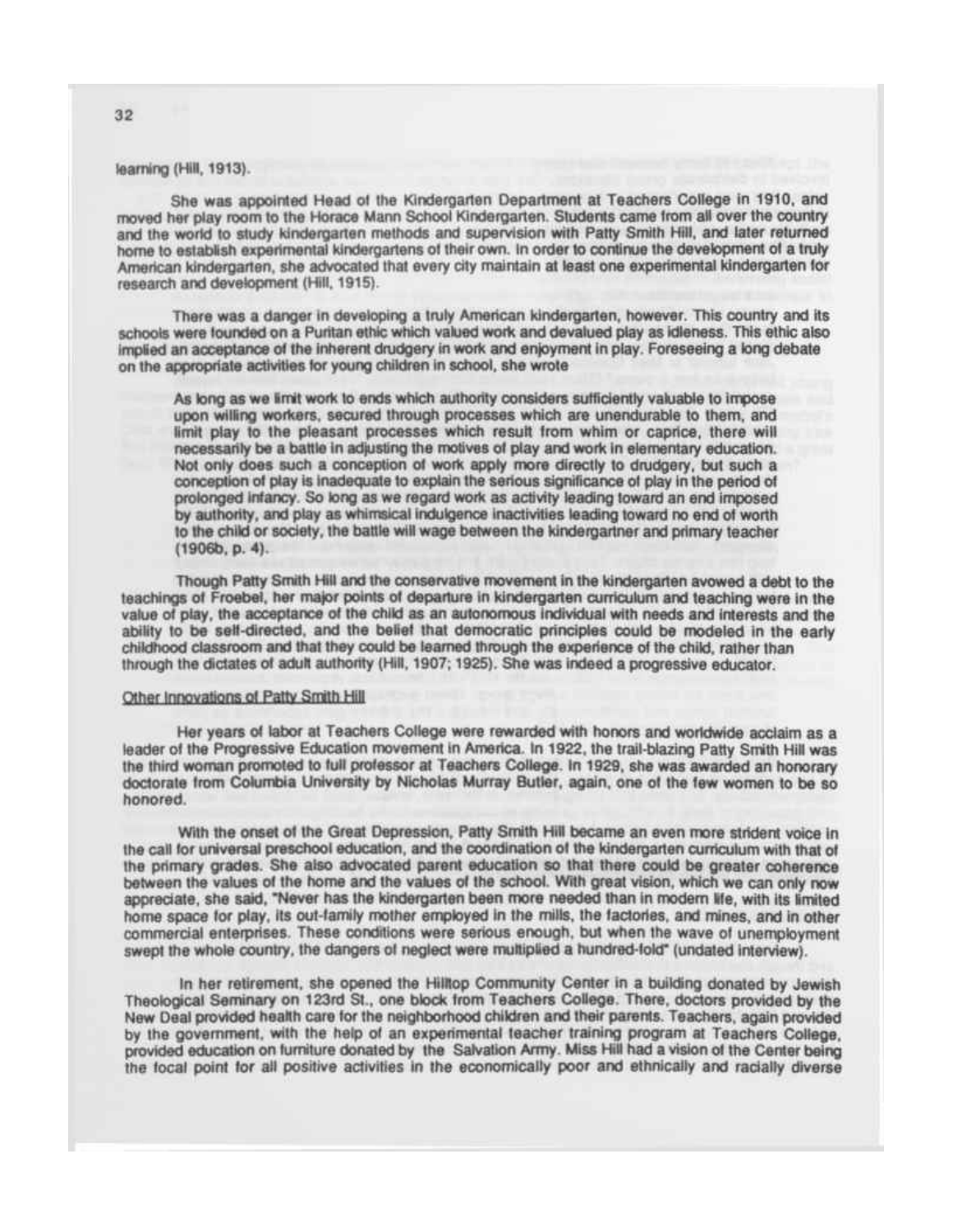learning (Hill, 1913).

She was appointed Head of the Kindergarten Department at Teachers College in 1910, and moved her play room to the Horace Mann School Kindergarten. Students came from all over the country and the world to study kindergarten methods and supervision with Patty Smith Hill, and later returned home to establish experimental kindergartens of their own. In order to continue the development of a truly American kindergarten, she advocated that every city maintain at least one experimental kindergarten for research and development (Hill, 1915).

There was a danger in developing a truly American kindergarten, however. This country and its schools were founded on a Puritan ethic which valued work and devalued play as idleness. This ethic also implied an acceptance of the inherent drudgery in work and enjoyment in play. Foreseeing a long debate on the appropriate activities for young children in school, she wrote

> As long as we limit work to ends which authority considers sufficiently valuable to impose upon willing workers, secured through processes which are unendurable to them, and limit play to the pleasant processes which result from whim or caprice, there will necessarily be a battle in adjusting the motives of play and work in elementary education. Not only does such a conception of work apply more directly to drudgery, but such a conception of play is inadequate to explain the serious significance of play in the period of prolonged infancy. So long as we regard work as activity leading toward an end imposed by authority, and play as whimsical indulgence inactivities leading toward no end of worth to the child or society, the battle will wage between the kindergartner and primary teacher (1906b, p. 4).

Though Patty Smith Hill and the conservative movement in the kindergarten avowed a debt to the teachings of Froebel, her major points of departure in kindergarten curriculum and teaching were in the value of play, the acceptance of the child as an autonomous individual with needs and interests and the ability to be self-directed, and the belief that democratic principles could be modeled in the early childhood classroom and that they could be learned through the experience of the child, rather than through the dictates of adult authority (Hill, 1907; 1925). She was indeed a progressive educator.

## Other Innovations of Patty Smith Hill

Her years of labor at Teachers College were rewarded with honors and worldwide acclaim as a leader of the Progressive Education movement in America. In 1922, the trail-blazing Patty Smith Hill was the third woman promoted to full professor at Teachers College. In 1929, she was awarded an honorary doctorate from Columbia University by Nicholas Murray Butler, again, one of the few women to be so honored.

With the onset of the Great Depression, Patty Smith Hill became an even more strident voice in the call for universal preschool education, and the coordination of the kindergarten curriculum with that of the primary grades. She also advocated parent education so that there could be greater coherence between the values of the home and the values of the school. With great vision, which we can only now appreciate, she said, "Never has the kindergarten been more needed than in modern life, with its limited home space for play, its out-family mother employed in the mills, the factories, and mines, and in other commercial enterprises. These conditions were serious enough, but when the wave of unemployment swept the whole country, the dangers of neglect were multiplied a hundred-fold" (undated interview).

In her retirement, she opened the Hilltop Community Center in a building donated by Jewish Theological Seminary on 123rd St., one block from Teachers College. There, doctors provided by the New Deal provided health care for the neighborhood children and their parents. Teachers, again provided by the government, with the help of an experimental teacher training program at Teachers College, provided education on furniture donated by the Salvation Army. Miss Hill had a vision of the Center being the focal point for all positive activities in the economically poor and ethnically and racially diverse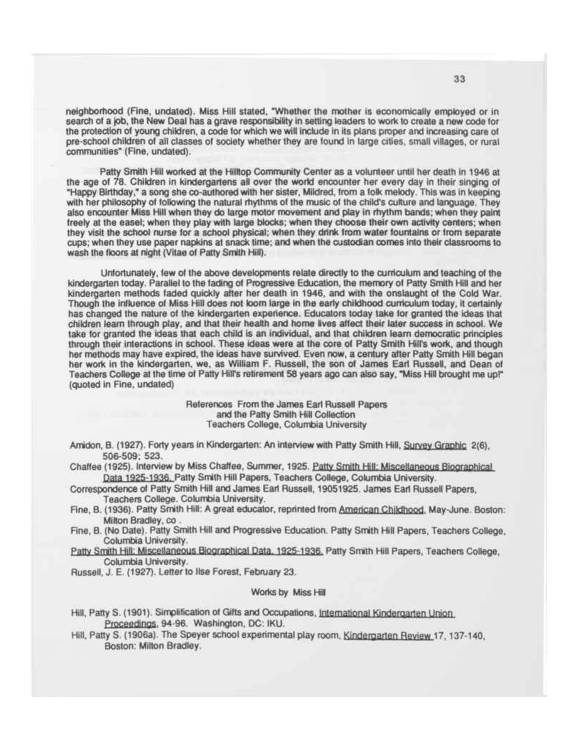neighborhood (Fine, undated). Miss Hill stated, "Whether the mother is economically employed or in search of a job, the New Deal has a grave responsibility in setting leaders to work to create a new code for the protection of young children, a code for which we will include in its plans proper and increasing care of pre-school children of all classes of society whether they are found in large cities, small villages, or rural communities" (Fine, undated).

Patty Smith Hill worked at the Hilltop Community Center as a volunteer until her death in 1946 at the age of 78. Children in kindergartens all over the world encounter her every day in their singing of "Happy Birthday," a song she co-authored with her sister, Mildred, from a folk melody. This was in keeping with her philosophy of following the natural rhythms of the music of the child's culture and language. They also encounter Miss Hill when they do large motor movement and play in rhythm bands; when they paint freely at the easel; when they play with large blocks; when they choose their own activity centers; when they visit the school nurse for a school physical; when they drink from water fountains or from separate cups; when they use paper napkins at snack time; and when the custodian comes into their classrooms to wash the floors at night (Vitae of Patty Smith Hill).

Unfortunately, few of the above developments relate directly to the curriculum and teaching of the kindergarten today. Parallel to the fading of Progressive Education, the memory of Patty Smith Hill and her kindergarten methods faded quickly after her death in 1946, and with the onslaught of the Cold War. Though the influence of Miss Hill does not loom large in the early childhood curriculum today, it certainly has changed the nature of the kindergarten experience. Educators today take for granted the ideas that children learn through play, and that their health and home lives affect their later success in school. We take for granted the ideas that each child is an individual, and that children learn democratic principles through their interactions in school. These ideas were at the core of Patty Smith Hill's work, and though her methods may have expired, the ideas have survived. Even now, a century after Patty Smith Hill began her work in the kindergarten, we, as William F. Russell, the son of James Earl Russell, and Dean of Teachers College at the time of Patty Hill's retirement 58 years ago can also say, "Miss Hill brought me up!" (quoted in Fine, undated)

References From the James Earl Russell Papers
and the Patty Smith Hill Collection
Teachers College, Columbia University

Amidon, B. (1927). Forty years in Kindergarten: An interview with Patty Smith Hill, Survey Graphic 2(6), 506-509; 523.

Chaffee (1925). Interview by Miss Chaffee, Summer, 1925. Patty Smith Hill: Miscellaneous Biographical Data 1925-1936. Patty Smith Hill Papers, Teachers College, Columbia University.

Correspondence of Patty Smith Hill and James Earl Russell, 19051925. James Earl Russell Papers, Teachers College. Columbia University.

Fine, B. (1936). Patty Smith Hill: A great educator, reprinted from American Childhood, May-June. Boston: Milton Bradley, co .

Fine, B. (No Date). Patty Smith Hill and Progressive Education. Patty Smith Hill Papers, Teachers College, Columbia University.

Patty Smith Hill: Miscellaneous Biographical Data, 1925-1936. Patty Smith Hill Papers, Teachers College, Columbia University.

Russell, J. E. (1927). Letter to Ilse Forest, February 23.

Works by Miss Hill

Hill, Patty S. (1901). Simplification of Gifts and Occupations, International Kindergarten Union Proceedings, 94-96. Washington, DC: IKU.

Hill, Patty S. (1906a). The Speyer school experimental play room, Kindergarten Review 17, 137-140, Boston: Milton Bradley.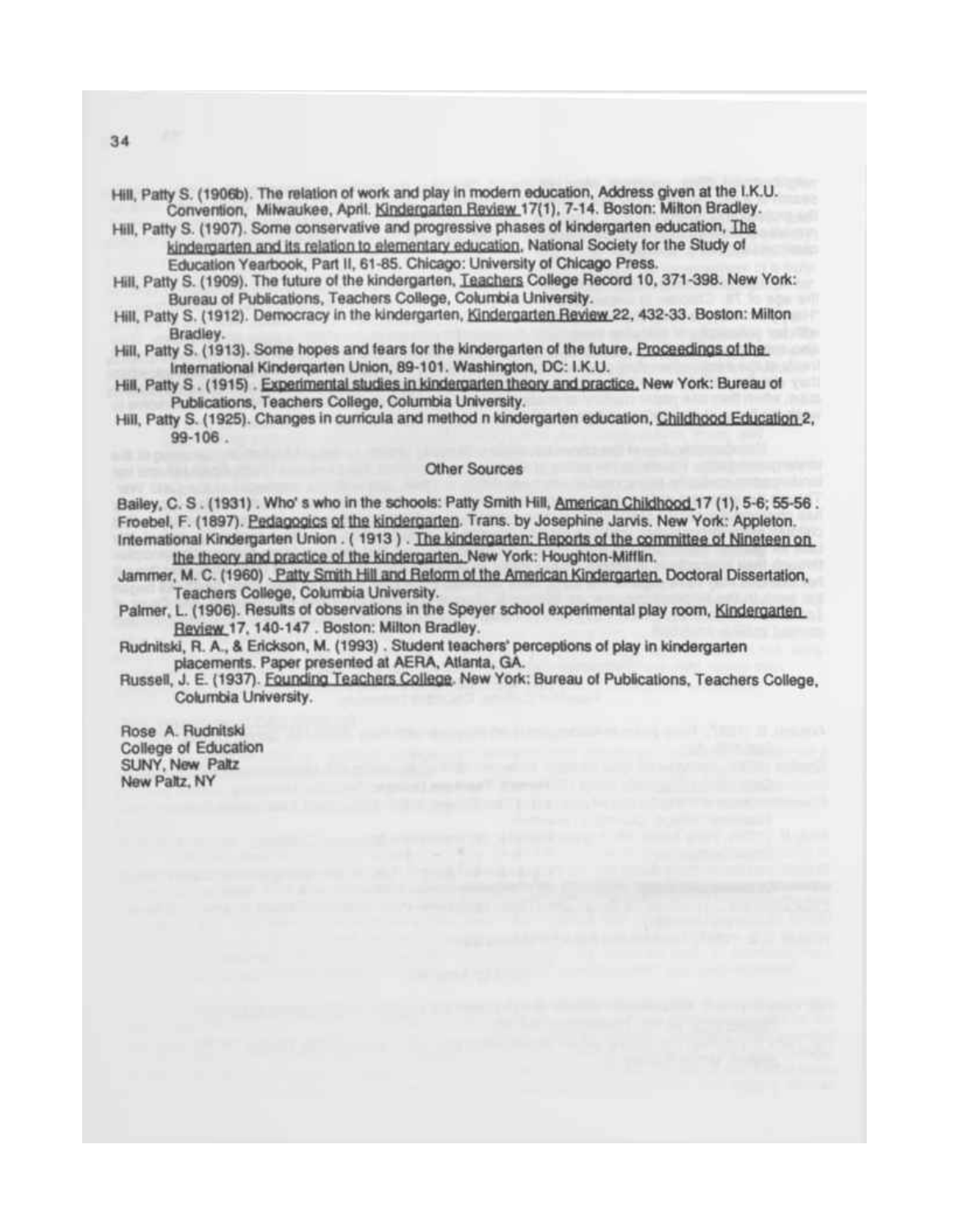Hill, Patty S. (1906b). The relation of work and play in modern education, Address given at the I.K.U. Convention, Milwaukee, April. Kindergarten Review 17(1), 7-14. Boston: Milton Bradley.

Hill, Patty S. (1907). Some conservative and progressive phases of kindergarten education, The kindergarten and its relation to elementary education, National Society for the Study of Education Yearbook, Part II, 61-85. Chicago: University of Chicago Press.

Hill, Patty S. (1909). The future of the kindergarten, Teachers College Record 10, 371-398. New York: Bureau of Publications, Teachers College, Columbia University.

Hill, Patty S. (1912). Democracy in the kindergarten, Kindergarten Review 22, 432-33. Boston: Milton Bradley.

Hill, Patty S. (1913). Some hopes and fears for the kindergarten of the future, Proceedings of the International Kindergarten Union, 89-101. Washington, DC: I.K.U.

Hill, Patty S . (1915) . Experimental studies in kindergarten theory and practice, New York: Bureau of Publications, Teachers College, Columbia University.

Hill, Patty S. (1925). Changes in curricula and method n kindergarten education, Childhood Education 2, 99-106 .

## Other Sources

Bailey, C. S . (1931) . Who' s who in the schools: Patty Smith Hill, American Childhood 17 (1), 5-6; 55-56 .

Froebel, F. (1897). Pedagogics of the kindergarten. Trans. by Josephine Jarvis. New York: Appleton.

International Kindergarten Union . ( 1913 ) . The kindergarten: Reports of the committee of Nineteen on the theory and practice of the kindergarten. New York: Houghton-Mifflin.

Jammer, M. C. (1960) . Patty Smith Hill and Reform of the American Kindergarten. Doctoral Dissertation, Teachers College, Columbia University.

Palmer, L. (1906). Results of observations in the Speyer school experimental play room, Kindergarten Review 17, 140-147 . Boston: Milton Bradley.

Rudnitski, R. A., & Erickson, M. (1993) . Student teachers' perceptions of play in kindergarten placements. Paper presented at AERA, Atlanta, GA.

Russell, J. E. (1937). Founding Teachers College. New York: Bureau of Publications, Teachers College, Columbia University.

Rose A. Rudnitski
College of Education
SUNY, New Paltz
New Paltz, NY